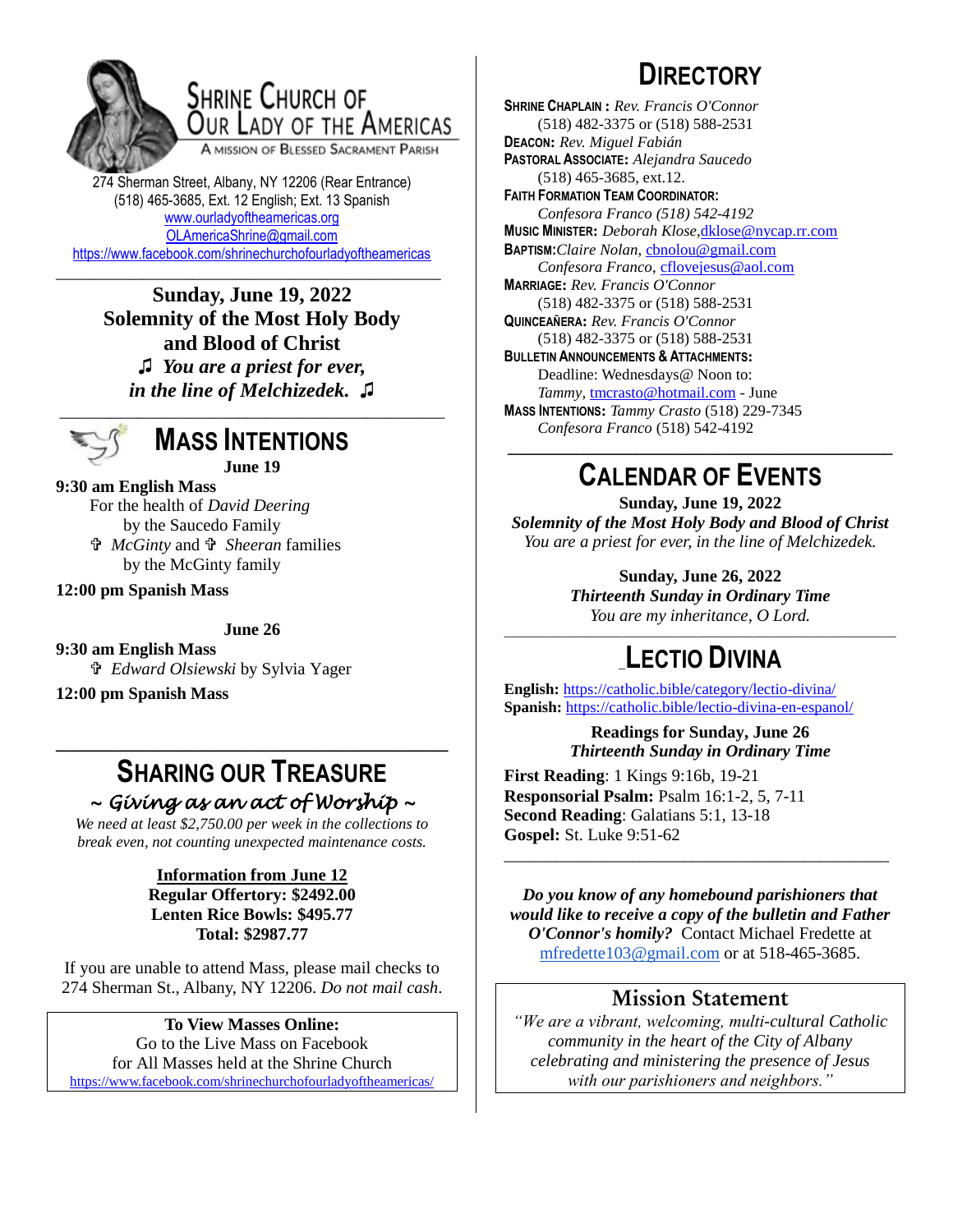# Shrine Church of Our Lady of the Americas

A Mission of Blessed Sacrament Parish

274 Sherman Street, Albany, NY 12206 (Rear Entrance)
(518) 465-3685, Ext. 12 English; Ext. 13 Spanish
www.ourladyoftheamericas.org
OLAmericaShrine@gmail.com
https://www.facebook.com/shrinechurchofourladyoftheamericas

**Sunday, June 19, 2022**
**Solemnity of the Most Holy Body and Blood of Christ**
♫ *You are a priest for ever, in the line of Melchizedek.* ♫

## Mass Intentions

**June 19**

**9:30 am English Mass**
For the health of *David Deering* by the Saucedo Family
✞ *McGinty* and ✞ *Sheeran* families by the McGinty family

**12:00 pm Spanish Mass**

**June 26**

**9:30 am English Mass**
✞ *Edward Olsiewski* by Sylvia Yager

**12:00 pm Spanish Mass**

## Sharing Our Treasure

*~ Giving as an act of Worship ~*

*We need at least $2,750.00 per week in the collections to break even, not counting unexpected maintenance costs.*

**Information from June 12**
**Regular Offertory: $2492.00**
**Lenten Rice Bowls: $495.77**
**Total: $2987.77**

If you are unable to attend Mass, please mail checks to 274 Sherman St., Albany, NY 12206. *Do not mail cash*.

**To View Masses Online:**
Go to the Live Mass on Facebook for All Masses held at the Shrine Church
https://www.facebook.com/shrinechurchofourladyoftheamericas/

## Directory

**Shrine Chaplain :** *Rev. Francis O'Connor* (518) 482-3375 or (518) 588-2531
**Deacon:** *Rev. Miguel Fabián*
**Pastoral Associate:** *Alejandra Saucedo* (518) 465-3685, ext.12.
**Faith Formation Team Coordinator:** *Confesora Franco (518) 542-4192*
**Music Minister:** *Deborah Klose*, dklose@nycap.rr.com
**Baptism:** *Claire Nolan*, cbnolou@gmail.com
*Confesora Franco*, cflovejesus@aol.com
**Marriage:** *Rev. Francis O'Connor* (518) 482-3375 or (518) 588-2531
**Quinceañera:** *Rev. Francis O'Connor* (518) 482-3375 or (518) 588-2531
**Bulletin Announcements & Attachments:**
Deadline: Wednesdays@ Noon to: *Tammy*, tmcrasto@hotmail.com - June
**Mass Intentions:** *Tammy Crasto* (518) 229-7345
*Confesora Franco* (518) 542-4192

## Calendar of Events

**Sunday, June 19, 2022**
***Solemnity of the Most Holy Body and Blood of Christ***
*You are a priest for ever, in the line of Melchizedek.*

**Sunday, June 26, 2022**
***Thirteenth Sunday in Ordinary Time***
*You are my inheritance, O Lord.*

## Lectio Divina

**English:** https://catholic.bible/category/lectio-divina/
**Spanish:** https://catholic.bible/lectio-divina-en-espanol/

**Readings for Sunday, June 26**
***Thirteenth Sunday in Ordinary Time***

**First Reading**: 1 Kings 9:16b, 19-21
**Responsorial Psalm:** Psalm 16:1-2, 5, 7-11
**Second Reading**: Galatians 5:1, 13-18
**Gospel:** St. Luke 9:51-62

***Do you know of any homebound parishioners that would like to receive a copy of the bulletin and Father O'Connor's homily?*** Contact Michael Fredette at mfredette103@gmail.com or at 518-465-3685.

## Mission Statement

*"We are a vibrant, welcoming, multi-cultural Catholic community in the heart of the City of Albany celebrating and ministering the presence of Jesus with our parishioners and neighbors."*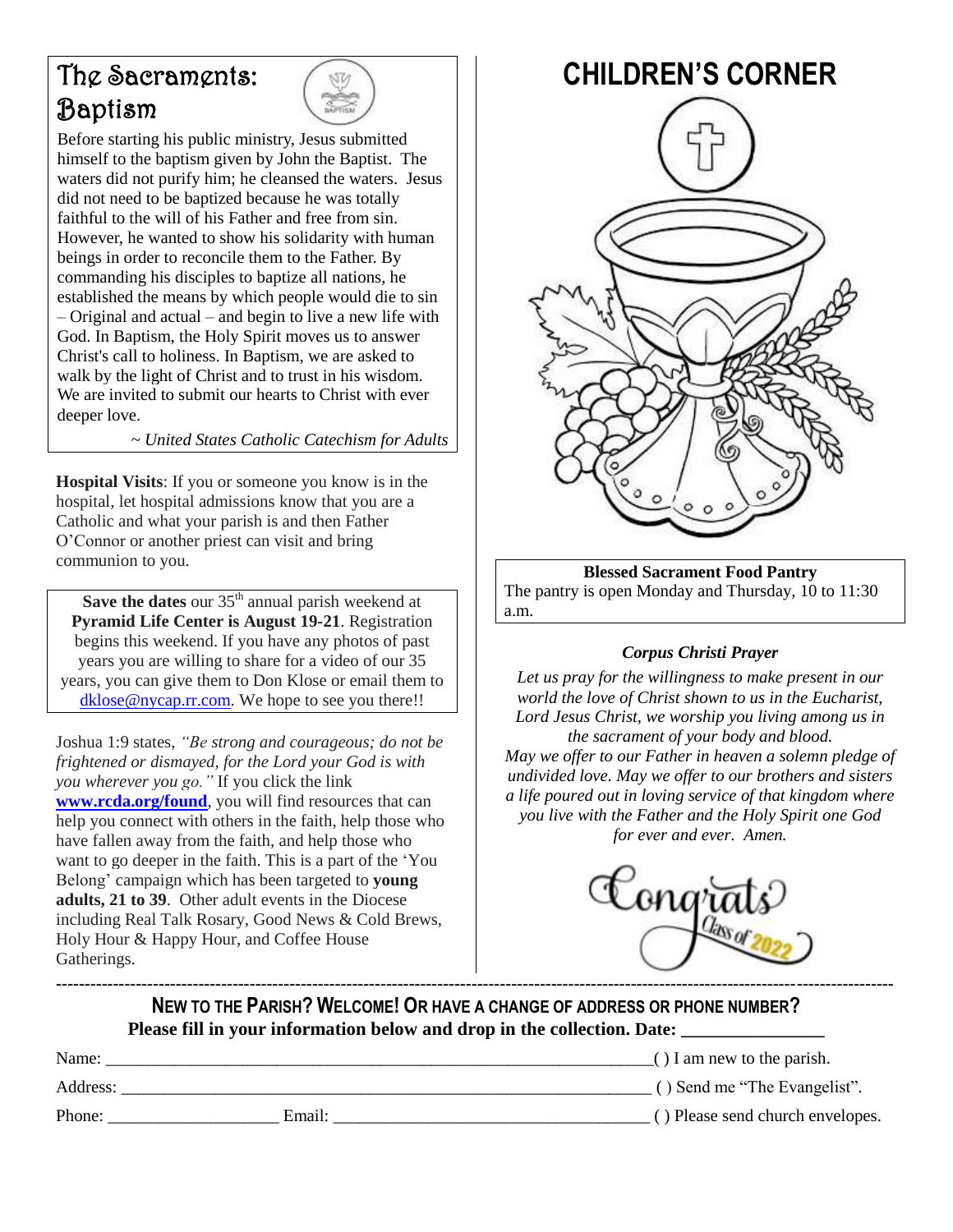## The Sacraments: Baptism

Before starting his public ministry, Jesus submitted himself to the baptism given by John the Baptist. The waters did not purify him; he cleansed the waters. Jesus did not need to be baptized because he was totally faithful to the will of his Father and free from sin. However, he wanted to show his solidarity with human beings in order to reconcile them to the Father. By commanding his disciples to baptize all nations, he established the means by which people would die to sin – Original and actual – and begin to live a new life with God. In Baptism, the Holy Spirit moves us to answer Christ's call to holiness. In Baptism, we are asked to walk by the light of Christ and to trust in his wisdom. We are invited to submit our hearts to Christ with ever deeper love.

~ *United States Catholic Catechism for Adults*

**Hospital Visits**: If you or someone you know is in the hospital, let hospital admissions know that you are a Catholic and what your parish is and then Father O'Connor or another priest can visit and bring communion to you.

**Save the dates** our 35th annual parish weekend at **Pyramid Life Center is August 19-21**. Registration begins this weekend. If you have any photos of past years you are willing to share for a video of our 35 years, you can give them to Don Klose or email them to dklose@nycap.rr.com. We hope to see you there!!

Joshua 1:9 states, *"Be strong and courageous; do not be frightened or dismayed, for the Lord your God is with you wherever you go."* If you click the link **www.rcda.org/found**, you will find resources that can help you connect with others in the faith, help those who have fallen away from the faith, and help those who want to go deeper in the faith. This is a part of the 'You Belong' campaign which has been targeted to **young adults, 21 to 39**. Other adult events in the Diocese including Real Talk Rosary, Good News & Cold Brews, Holy Hour & Happy Hour, and Coffee House Gatherings.

## CHILDREN'S CORNER

**Blessed Sacrament Food Pantry**
The pantry is open Monday and Thursday, 10 to 11:30 a.m.

***Corpus Christi Prayer***

*Let us pray for the willingness to make present in our world the love of Christ shown to us in the Eucharist, Lord Jesus Christ, we worship you living among us in the sacrament of your body and blood.*
*May we offer to our Father in heaven a solemn pledge of undivided love. May we offer to our brothers and sisters a life poured out in loving service of that kingdom where you live with the Father and the Holy Spirit one God for ever and ever. Amen.*

Congrats Class of 2022

---

### NEW TO THE PARISH? WELCOME! OR HAVE A CHANGE OF ADDRESS OR PHONE NUMBER?

**Please fill in your information below and drop in the collection. Date: \_\_\_\_\_\_\_\_\_\_\_\_\_\_\_**

Name: \_\_\_\_\_\_\_\_\_\_\_\_\_\_\_\_\_\_\_\_\_\_\_\_\_\_\_\_\_\_\_\_\_\_\_\_\_\_\_\_\_\_\_\_\_\_\_\_\_ ( ) I am new to the parish.

Address: \_\_\_\_\_\_\_\_\_\_\_\_\_\_\_\_\_\_\_\_\_\_\_\_\_\_\_\_\_\_\_\_\_\_\_\_\_\_\_\_\_\_\_\_\_\_\_ ( ) Send me "The Evangelist".

Phone: \_\_\_\_\_\_\_\_\_\_\_\_\_\_\_\_\_\_\_\_ Email: \_\_\_\_\_\_\_\_\_\_\_\_\_\_\_\_\_\_\_\_\_\_\_\_\_\_\_\_\_\_\_ ( ) Please send church envelopes.